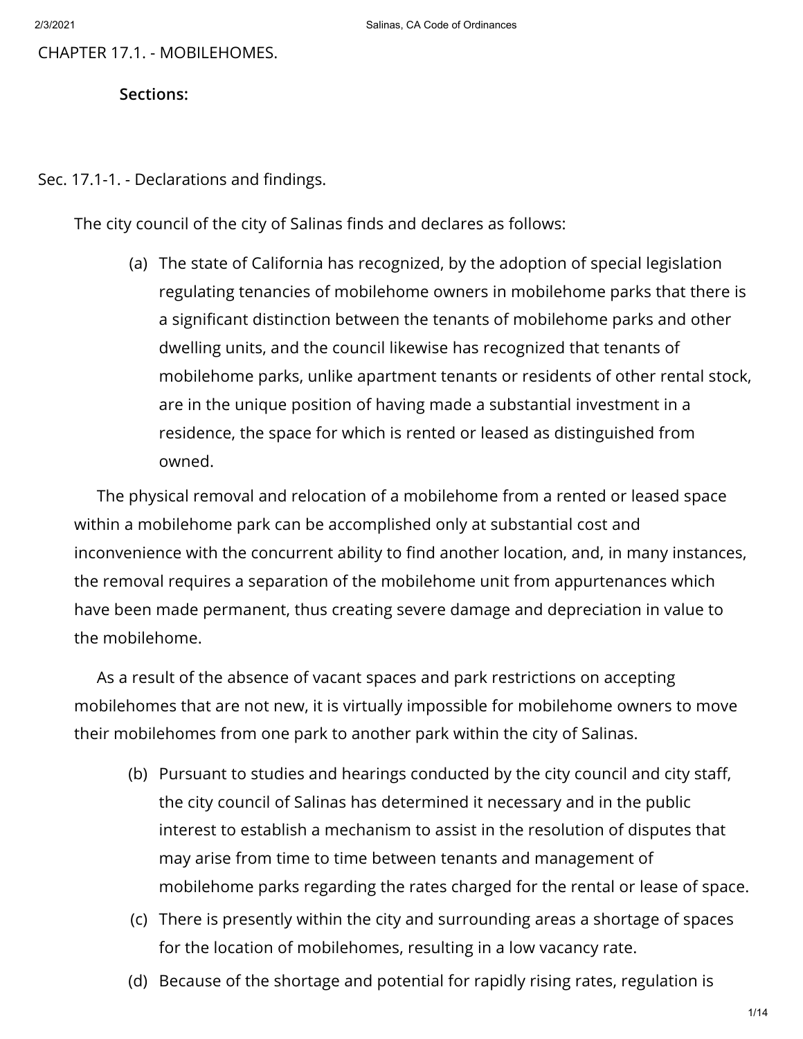# CHAPTER 17.1. - MOBILEHOMES.

**Sections:**

## Sec. 17.1-1. - Declarations and findings.

The city council of the city of Salinas finds and declares as follows:

(a) The state of California has recognized, by the adoption of special legislation regulating tenancies of mobilehome owners in mobilehome parks that there is a significant distinction between the tenants of mobilehome parks and other dwelling units, and the council likewise has recognized that tenants of mobilehome parks, unlike apartment tenants or residents of other rental stock, are in the unique position of having made a substantial investment in a residence, the space for which is rented or leased as distinguished from owned.

The physical removal and relocation of a mobilehome from a rented or leased space within a mobilehome park can be accomplished only at substantial cost and inconvenience with the concurrent ability to find another location, and, in many instances, the removal requires a separation of the mobilehome unit from appurtenances which have been made permanent, thus creating severe damage and depreciation in value to the mobilehome.

As a result of the absence of vacant spaces and park restrictions on accepting mobilehomes that are not new, it is virtually impossible for mobilehome owners to move their mobilehomes from one park to another park within the city of Salinas.

(b) Pursuant to studies and hearings conducted by the city council and city staff, the city council of Salinas has determined it necessary and in the public interest to establish a mechanism to assist in the resolution of disputes that may arise from time to time between tenants and management of mobilehome parks regarding the rates charged for the rental or lease of space.

(c) There is presently within the city and surrounding areas a shortage of spaces for the location of mobilehomes, resulting in a low vacancy rate.

(d) Because of the shortage and potential for rapidly rising rates, regulation is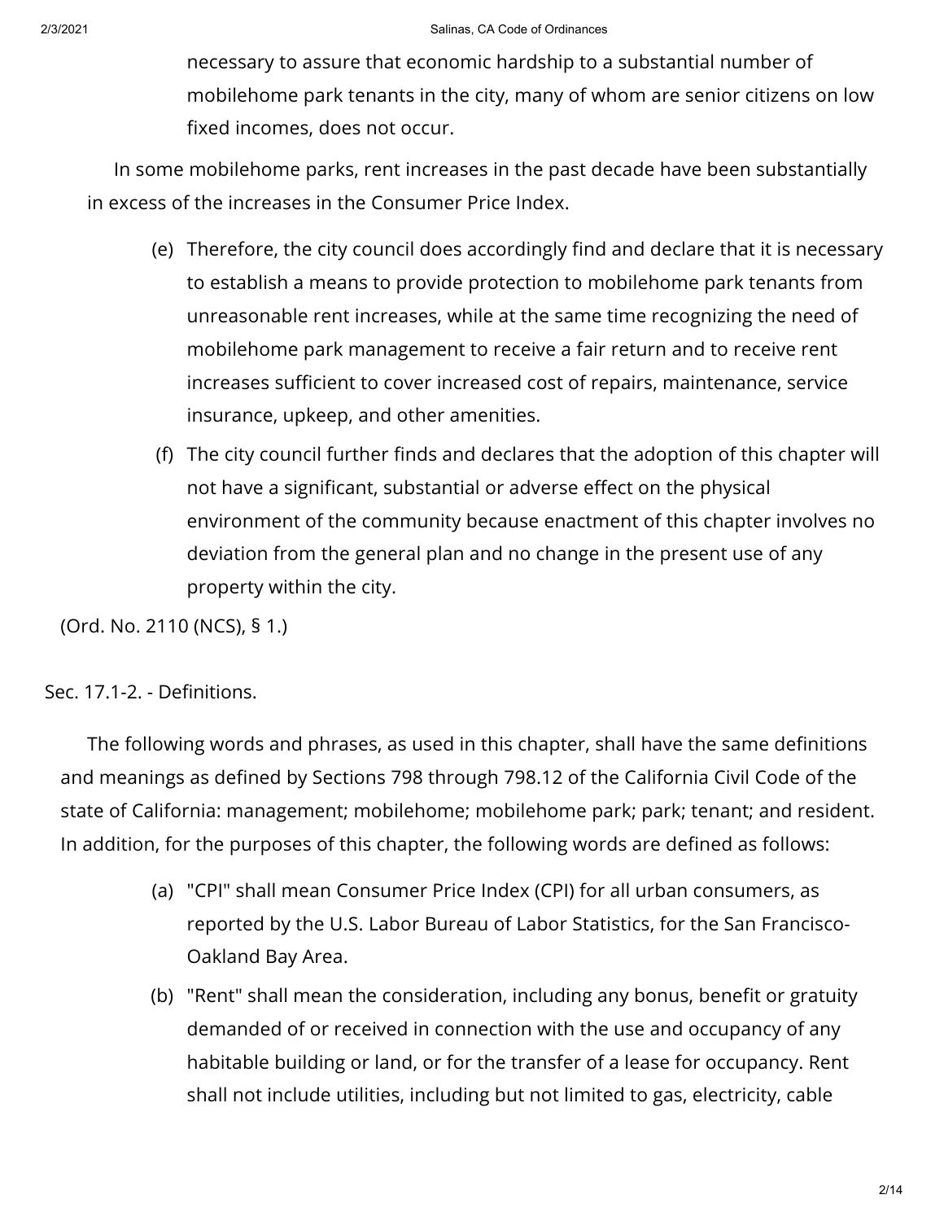necessary to assure that economic hardship to a substantial number of mobilehome park tenants in the city, many of whom are senior citizens on low fixed incomes, does not occur.

In some mobilehome parks, rent increases in the past decade have been substantially in excess of the increases in the Consumer Price Index.

(e) Therefore, the city council does accordingly find and declare that it is necessary to establish a means to provide protection to mobilehome park tenants from unreasonable rent increases, while at the same time recognizing the need of mobilehome park management to receive a fair return and to receive rent increases sufficient to cover increased cost of repairs, maintenance, service insurance, upkeep, and other amenities.

(f) The city council further finds and declares that the adoption of this chapter will not have a significant, substantial or adverse effect on the physical environment of the community because enactment of this chapter involves no deviation from the general plan and no change in the present use of any property within the city.

(Ord. No. 2110 (NCS), § 1.)

Sec. 17.1-2. - Definitions.

The following words and phrases, as used in this chapter, shall have the same definitions and meanings as defined by Sections 798 through 798.12 of the California Civil Code of the state of California: management; mobilehome; mobilehome park; park; tenant; and resident. In addition, for the purposes of this chapter, the following words are defined as follows:

(a) "CPI" shall mean Consumer Price Index (CPI) for all urban consumers, as reported by the U.S. Labor Bureau of Labor Statistics, for the San Francisco-Oakland Bay Area.

(b) "Rent" shall mean the consideration, including any bonus, benefit or gratuity demanded of or received in connection with the use and occupancy of any habitable building or land, or for the transfer of a lease for occupancy. Rent shall not include utilities, including but not limited to gas, electricity, cable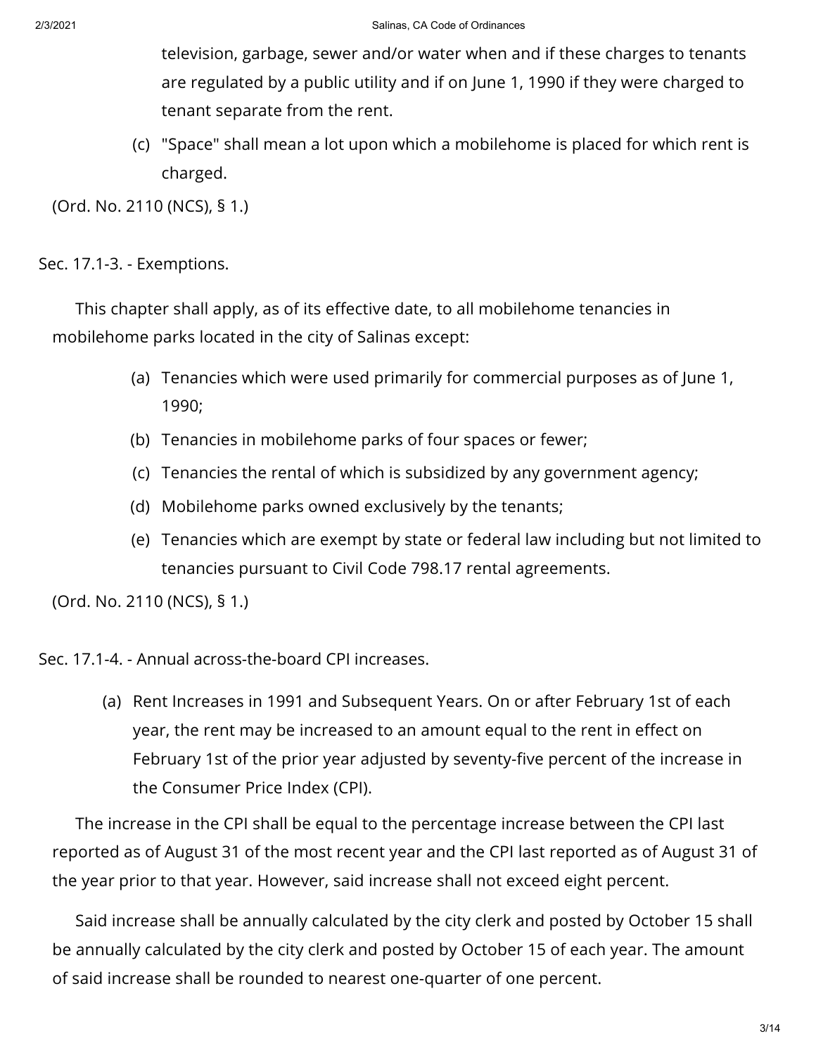television, garbage, sewer and/or water when and if these charges to tenants are regulated by a public utility and if on June 1, 1990 if they were charged to tenant separate from the rent.

(c) "Space" shall mean a lot upon which a mobilehome is placed for which rent is charged.

(Ord. No. 2110 (NCS), § 1.)

Sec. 17.1-3. - Exemptions.

This chapter shall apply, as of its effective date, to all mobilehome tenancies in mobilehome parks located in the city of Salinas except:

(a) Tenancies which were used primarily for commercial purposes as of June 1, 1990;

(b) Tenancies in mobilehome parks of four spaces or fewer;

(c) Tenancies the rental of which is subsidized by any government agency;

(d) Mobilehome parks owned exclusively by the tenants;

(e) Tenancies which are exempt by state or federal law including but not limited to tenancies pursuant to Civil Code 798.17 rental agreements.

(Ord. No. 2110 (NCS), § 1.)

Sec. 17.1-4. - Annual across-the-board CPI increases.

(a) Rent Increases in 1991 and Subsequent Years. On or after February 1st of each year, the rent may be increased to an amount equal to the rent in effect on February 1st of the prior year adjusted by seventy-five percent of the increase in the Consumer Price Index (CPI).

The increase in the CPI shall be equal to the percentage increase between the CPI last reported as of August 31 of the most recent year and the CPI last reported as of August 31 of the year prior to that year. However, said increase shall not exceed eight percent.

Said increase shall be annually calculated by the city clerk and posted by October 15 shall be annually calculated by the city clerk and posted by October 15 of each year. The amount of said increase shall be rounded to nearest one-quarter of one percent.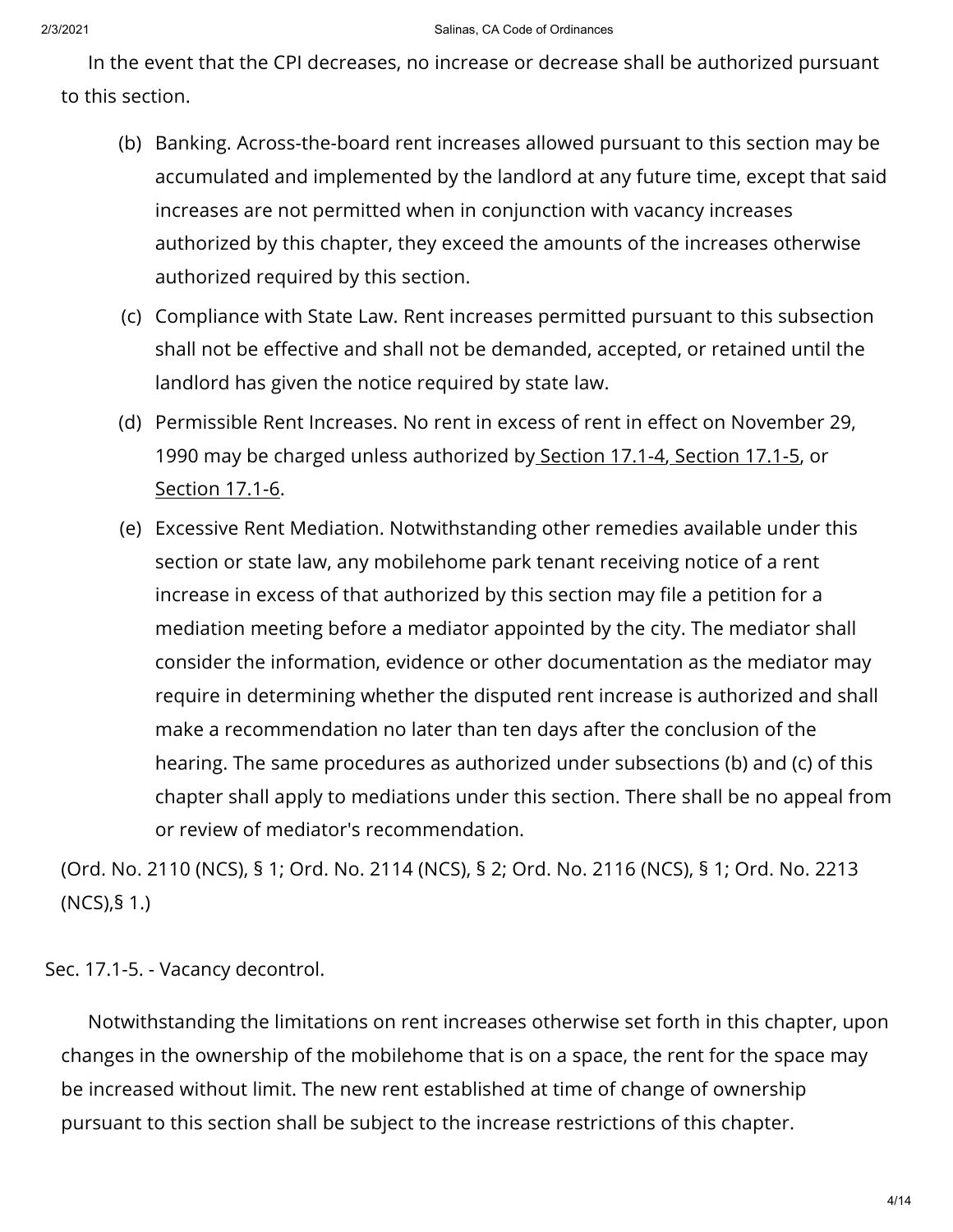In the event that the CPI decreases, no increase or decrease shall be authorized pursuant to this section.

(b) Banking. Across-the-board rent increases allowed pursuant to this section may be accumulated and implemented by the landlord at any future time, except that said increases are not permitted when in conjunction with vacancy increases authorized by this chapter, they exceed the amounts of the increases otherwise authorized required by this section.

(c) Compliance with State Law. Rent increases permitted pursuant to this subsection shall not be effective and shall not be demanded, accepted, or retained until the landlord has given the notice required by state law.

(d) Permissible Rent Increases. No rent in excess of rent in effect on November 29, 1990 may be charged unless authorized by Section 17.1-4, Section 17.1-5, or Section 17.1-6.

(e) Excessive Rent Mediation. Notwithstanding other remedies available under this section or state law, any mobilehome park tenant receiving notice of a rent increase in excess of that authorized by this section may file a petition for a mediation meeting before a mediator appointed by the city. The mediator shall consider the information, evidence or other documentation as the mediator may require in determining whether the disputed rent increase is authorized and shall make a recommendation no later than ten days after the conclusion of the hearing. The same procedures as authorized under subsections (b) and (c) of this chapter shall apply to mediations under this section. There shall be no appeal from or review of mediator's recommendation.

(Ord. No. 2110 (NCS), § 1; Ord. No. 2114 (NCS), § 2; Ord. No. 2116 (NCS), § 1; Ord. No. 2213 (NCS),§ 1.)

Sec. 17.1-5. - Vacancy decontrol.

Notwithstanding the limitations on rent increases otherwise set forth in this chapter, upon changes in the ownership of the mobilehome that is on a space, the rent for the space may be increased without limit. The new rent established at time of change of ownership pursuant to this section shall be subject to the increase restrictions of this chapter.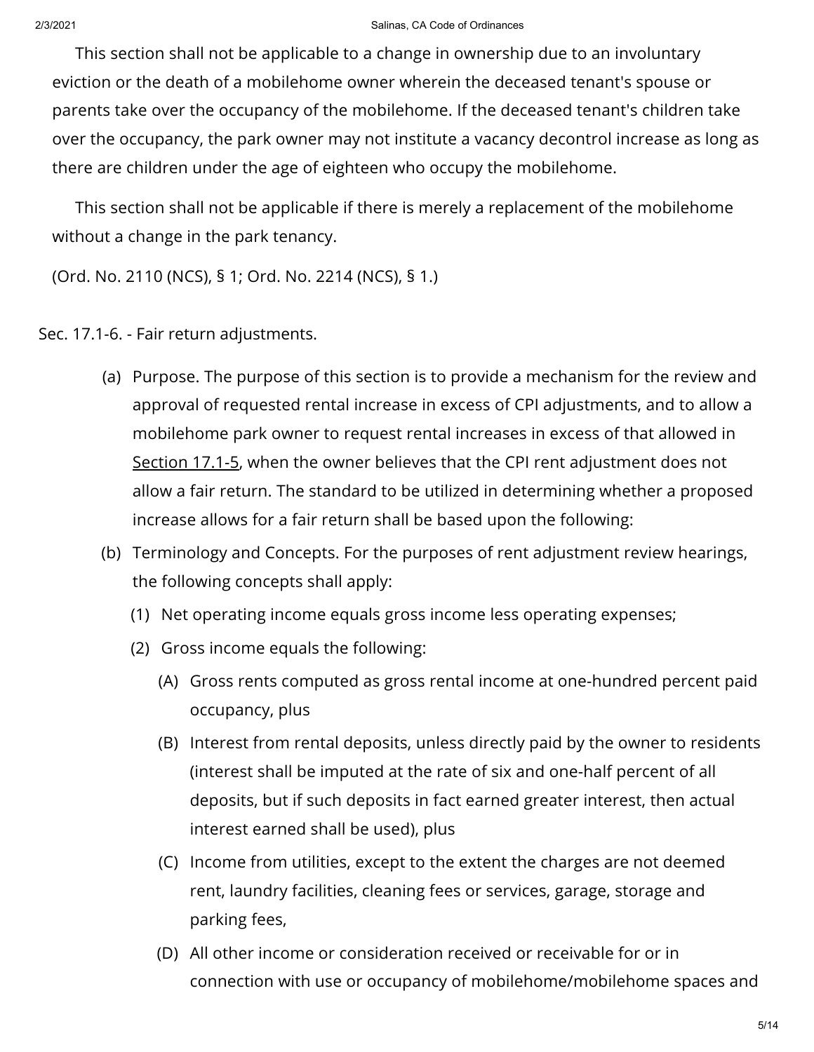This section shall not be applicable to a change in ownership due to an involuntary eviction or the death of a mobilehome owner wherein the deceased tenant's spouse or parents take over the occupancy of the mobilehome. If the deceased tenant's children take over the occupancy, the park owner may not institute a vacancy decontrol increase as long as there are children under the age of eighteen who occupy the mobilehome.

This section shall not be applicable if there is merely a replacement of the mobilehome without a change in the park tenancy.

(Ord. No. 2110 (NCS), § 1; Ord. No. 2214 (NCS), § 1.)

Sec. 17.1-6. - Fair return adjustments.

(a) Purpose. The purpose of this section is to provide a mechanism for the review and approval of requested rental increase in excess of CPI adjustments, and to allow a mobilehome park owner to request rental increases in excess of that allowed in Section 17.1-5, when the owner believes that the CPI rent adjustment does not allow a fair return. The standard to be utilized in determining whether a proposed increase allows for a fair return shall be based upon the following:

(b) Terminology and Concepts. For the purposes of rent adjustment review hearings, the following concepts shall apply:

(1) Net operating income equals gross income less operating expenses;

(2) Gross income equals the following:

(A) Gross rents computed as gross rental income at one-hundred percent paid occupancy, plus

(B) Interest from rental deposits, unless directly paid by the owner to residents (interest shall be imputed at the rate of six and one-half percent of all deposits, but if such deposits in fact earned greater interest, then actual interest earned shall be used), plus

(C) Income from utilities, except to the extent the charges are not deemed rent, laundry facilities, cleaning fees or services, garage, storage and parking fees,

(D) All other income or consideration received or receivable for or in connection with use or occupancy of mobilehome/mobilehome spaces and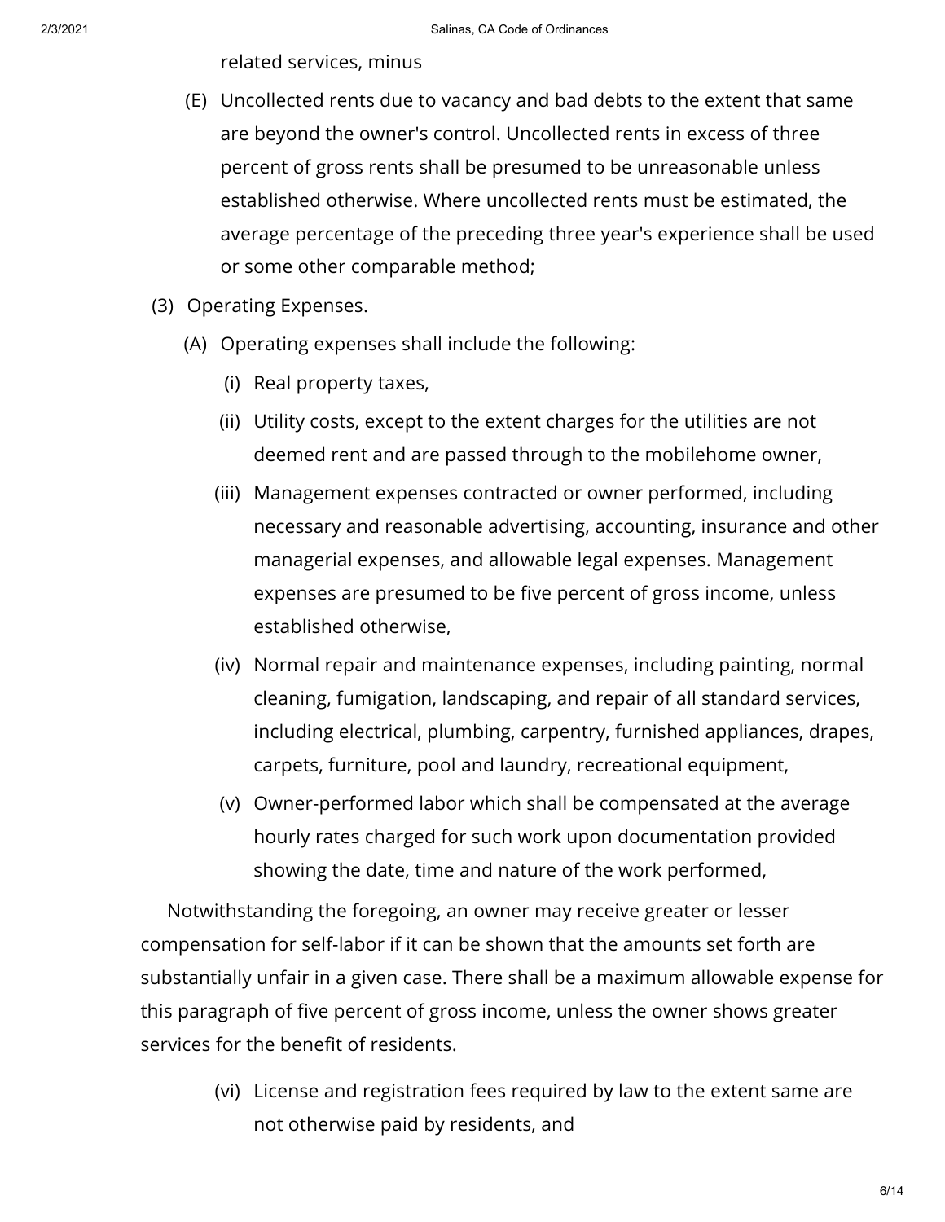related services, minus

(E) Uncollected rents due to vacancy and bad debts to the extent that same are beyond the owner's control. Uncollected rents in excess of three percent of gross rents shall be presumed to be unreasonable unless established otherwise. Where uncollected rents must be estimated, the average percentage of the preceding three year's experience shall be used or some other comparable method;

(3) Operating Expenses.

(A) Operating expenses shall include the following:

(i) Real property taxes,

(ii) Utility costs, except to the extent charges for the utilities are not deemed rent and are passed through to the mobilehome owner,

(iii) Management expenses contracted or owner performed, including necessary and reasonable advertising, accounting, insurance and other managerial expenses, and allowable legal expenses. Management expenses are presumed to be five percent of gross income, unless established otherwise,

(iv) Normal repair and maintenance expenses, including painting, normal cleaning, fumigation, landscaping, and repair of all standard services, including electrical, plumbing, carpentry, furnished appliances, drapes, carpets, furniture, pool and laundry, recreational equipment,

(v) Owner-performed labor which shall be compensated at the average hourly rates charged for such work upon documentation provided showing the date, time and nature of the work performed,

Notwithstanding the foregoing, an owner may receive greater or lesser compensation for self-labor if it can be shown that the amounts set forth are substantially unfair in a given case. There shall be a maximum allowable expense for this paragraph of five percent of gross income, unless the owner shows greater services for the benefit of residents.

(vi) License and registration fees required by law to the extent same are not otherwise paid by residents, and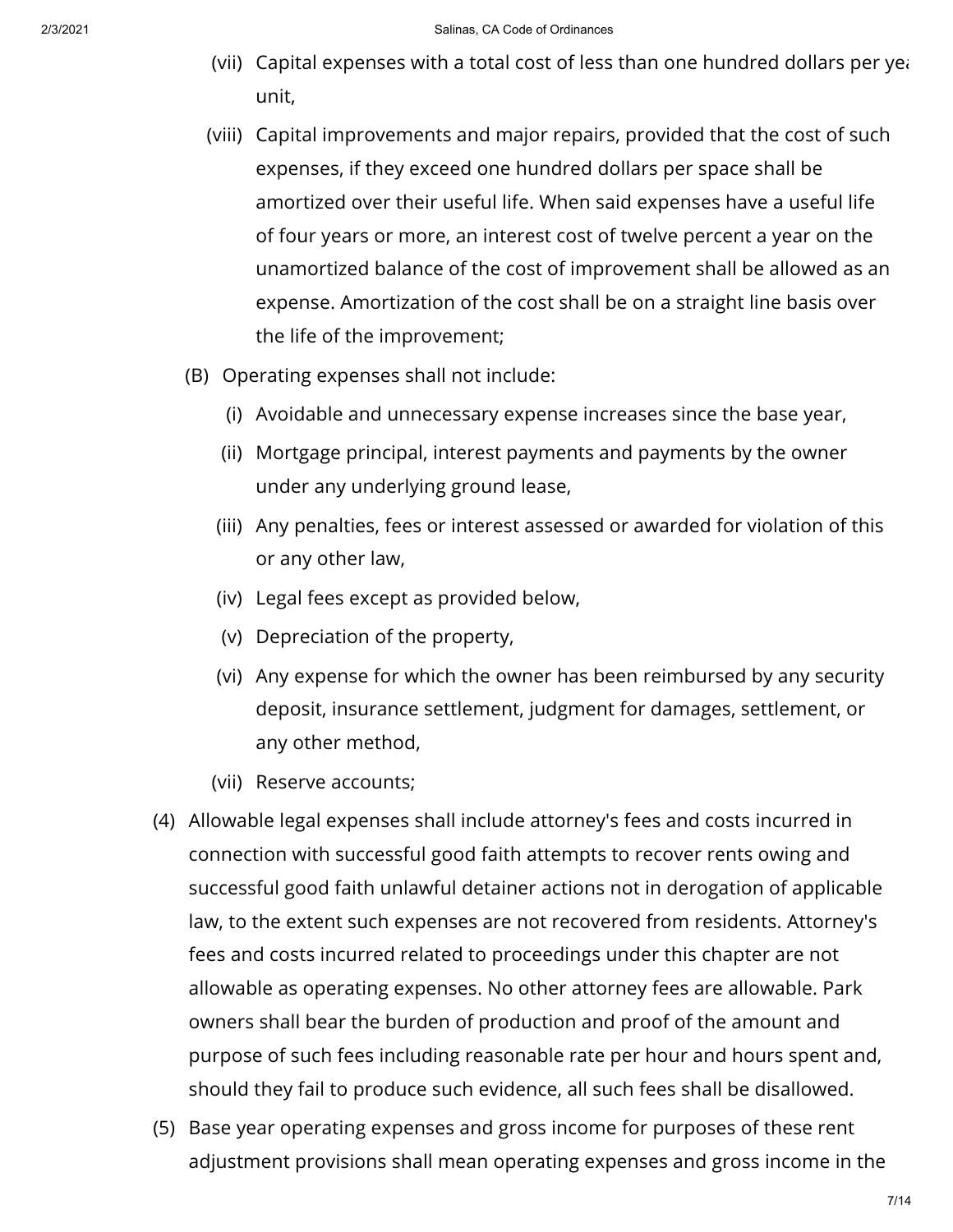(vii) Capital expenses with a total cost of less than one hundred dollars per year unit,

(viii) Capital improvements and major repairs, provided that the cost of such expenses, if they exceed one hundred dollars per space shall be amortized over their useful life. When said expenses have a useful life of four years or more, an interest cost of twelve percent a year on the unamortized balance of the cost of improvement shall be allowed as an expense. Amortization of the cost shall be on a straight line basis over the life of the improvement;

(B) Operating expenses shall not include:

(i) Avoidable and unnecessary expense increases since the base year,

(ii) Mortgage principal, interest payments and payments by the owner under any underlying ground lease,

(iii) Any penalties, fees or interest assessed or awarded for violation of this or any other law,

(iv) Legal fees except as provided below,

(v) Depreciation of the property,

(vi) Any expense for which the owner has been reimbursed by any security deposit, insurance settlement, judgment for damages, settlement, or any other method,

(vii) Reserve accounts;

(4) Allowable legal expenses shall include attorney's fees and costs incurred in connection with successful good faith attempts to recover rents owing and successful good faith unlawful detainer actions not in derogation of applicable law, to the extent such expenses are not recovered from residents. Attorney's fees and costs incurred related to proceedings under this chapter are not allowable as operating expenses. No other attorney fees are allowable. Park owners shall bear the burden of production and proof of the amount and purpose of such fees including reasonable rate per hour and hours spent and, should they fail to produce such evidence, all such fees shall be disallowed.

(5) Base year operating expenses and gross income for purposes of these rent adjustment provisions shall mean operating expenses and gross income in the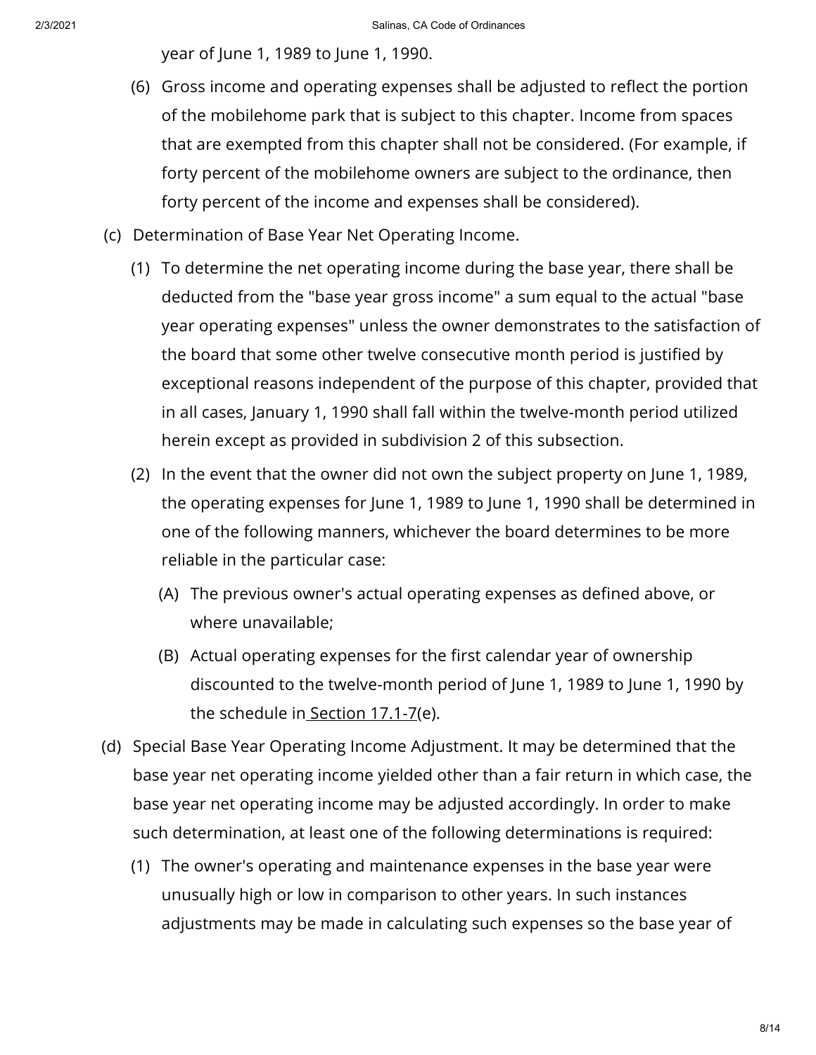year of June 1, 1989 to June 1, 1990.

(6) Gross income and operating expenses shall be adjusted to reflect the portion of the mobilehome park that is subject to this chapter. Income from spaces that are exempted from this chapter shall not be considered. (For example, if forty percent of the mobilehome owners are subject to the ordinance, then forty percent of the income and expenses shall be considered).

(c) Determination of Base Year Net Operating Income.

(1) To determine the net operating income during the base year, there shall be deducted from the "base year gross income" a sum equal to the actual "base year operating expenses" unless the owner demonstrates to the satisfaction of the board that some other twelve consecutive month period is justified by exceptional reasons independent of the purpose of this chapter, provided that in all cases, January 1, 1990 shall fall within the twelve-month period utilized herein except as provided in subdivision 2 of this subsection.

(2) In the event that the owner did not own the subject property on June 1, 1989, the operating expenses for June 1, 1989 to June 1, 1990 shall be determined in one of the following manners, whichever the board determines to be more reliable in the particular case:

(A) The previous owner's actual operating expenses as defined above, or where unavailable;

(B) Actual operating expenses for the first calendar year of ownership discounted to the twelve-month period of June 1, 1989 to June 1, 1990 by the schedule in Section 17.1-7(e).

(d) Special Base Year Operating Income Adjustment. It may be determined that the base year net operating income yielded other than a fair return in which case, the base year net operating income may be adjusted accordingly. In order to make such determination, at least one of the following determinations is required:

(1) The owner's operating and maintenance expenses in the base year were unusually high or low in comparison to other years. In such instances adjustments may be made in calculating such expenses so the base year of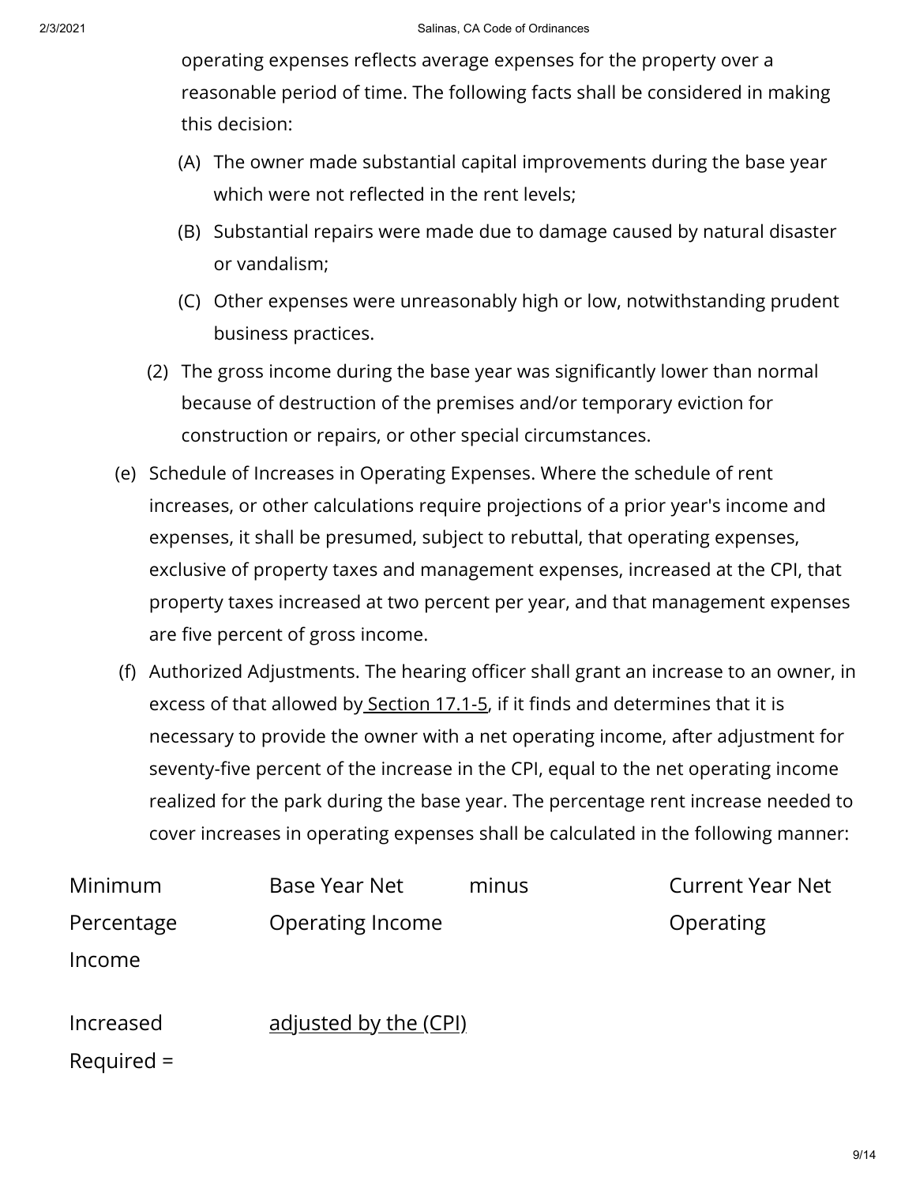operating expenses reflects average expenses for the property over a reasonable period of time. The following facts shall be considered in making this decision:

(A) The owner made substantial capital improvements during the base year which were not reflected in the rent levels;

(B) Substantial repairs were made due to damage caused by natural disaster or vandalism;

(C) Other expenses were unreasonably high or low, notwithstanding prudent business practices.

(2) The gross income during the base year was significantly lower than normal because of destruction of the premises and/or temporary eviction for construction or repairs, or other special circumstances.

(e) Schedule of Increases in Operating Expenses. Where the schedule of rent increases, or other calculations require projections of a prior year's income and expenses, it shall be presumed, subject to rebuttal, that operating expenses, exclusive of property taxes and management expenses, increased at the CPI, that property taxes increased at two percent per year, and that management expenses are five percent of gross income.

(f) Authorized Adjustments. The hearing officer shall grant an increase to an owner, in excess of that allowed by Section 17.1-5, if it finds and determines that it is necessary to provide the owner with a net operating income, after adjustment for seventy-five percent of the increase in the CPI, equal to the net operating income realized for the park during the base year. The percentage rent increase needed to cover increases in operating expenses shall be calculated in the following manner:

| Minimum Percentage Income | Base Year Net Operating Income | minus | Current Year Net Operating |
|---|---|---|---|
| Increased Required = | adjusted by the (CPI) | | |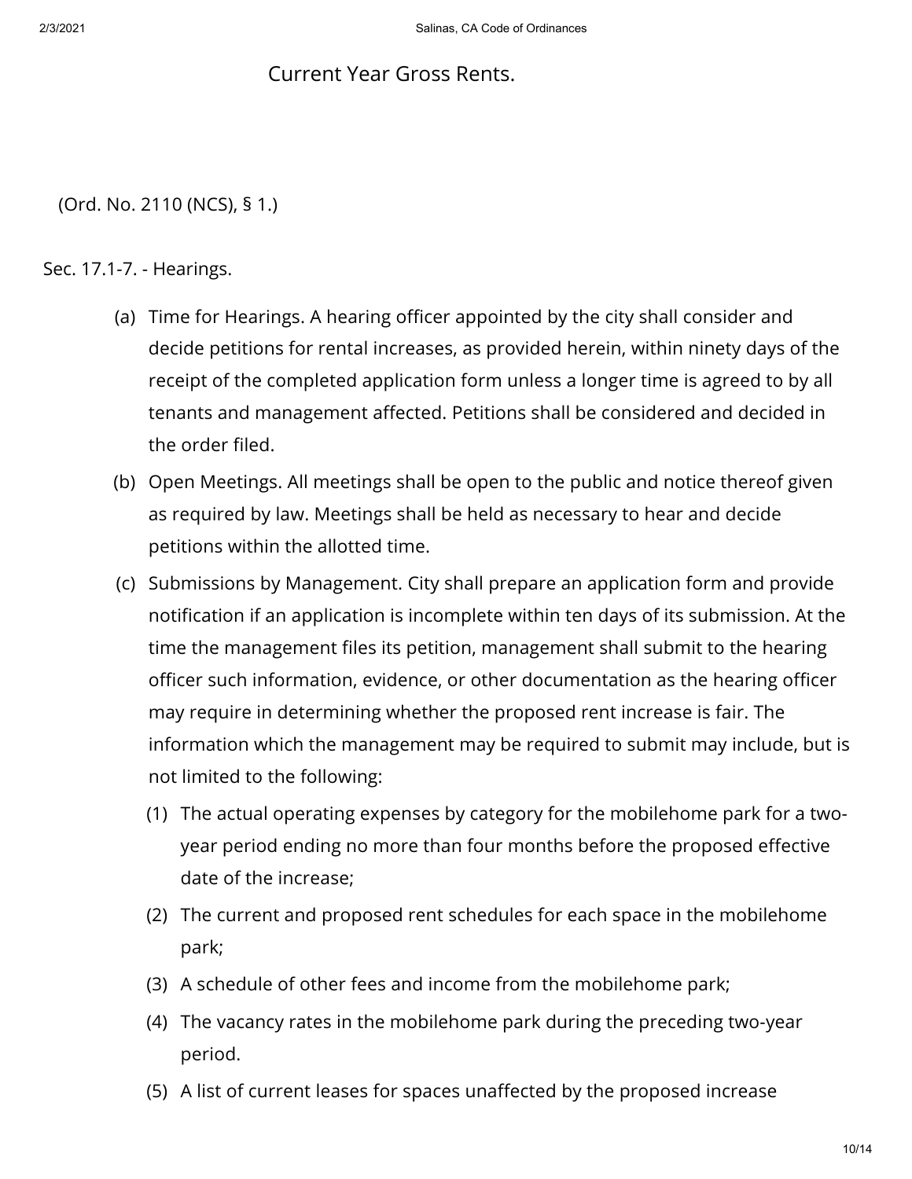Current Year Gross Rents.

(Ord. No. 2110 (NCS), § 1.)

Sec. 17.1-7. - Hearings.

(a) Time for Hearings. A hearing officer appointed by the city shall consider and decide petitions for rental increases, as provided herein, within ninety days of the receipt of the completed application form unless a longer time is agreed to by all tenants and management affected. Petitions shall be considered and decided in the order filed.

(b) Open Meetings. All meetings shall be open to the public and notice thereof given as required by law. Meetings shall be held as necessary to hear and decide petitions within the allotted time.

(c) Submissions by Management. City shall prepare an application form and provide notification if an application is incomplete within ten days of its submission. At the time the management files its petition, management shall submit to the hearing officer such information, evidence, or other documentation as the hearing officer may require in determining whether the proposed rent increase is fair. The information which the management may be required to submit may include, but is not limited to the following:

(1) The actual operating expenses by category for the mobilehome park for a two-year period ending no more than four months before the proposed effective date of the increase;

(2) The current and proposed rent schedules for each space in the mobilehome park;

(3) A schedule of other fees and income from the mobilehome park;

(4) The vacancy rates in the mobilehome park during the preceding two-year period.

(5) A list of current leases for spaces unaffected by the proposed increase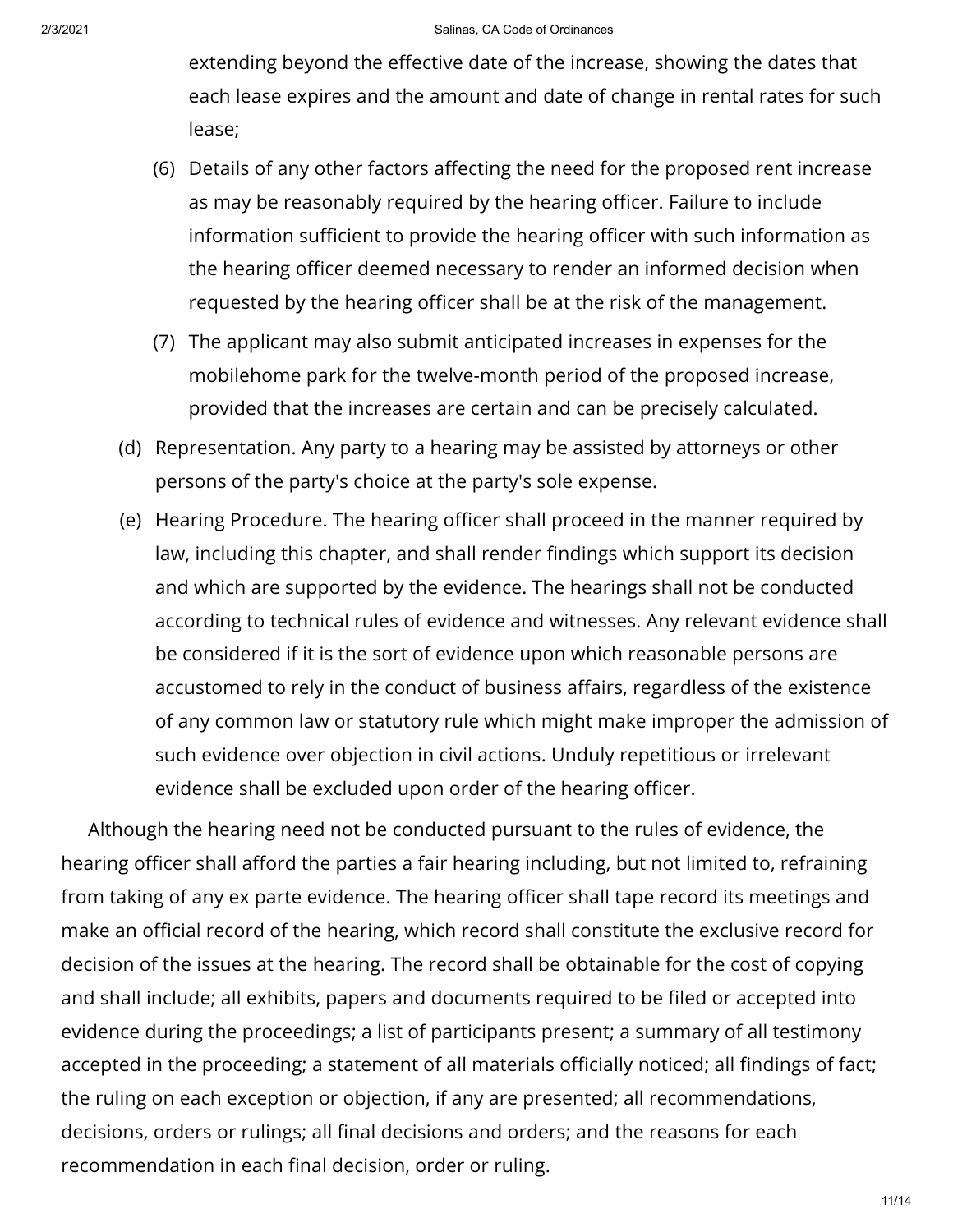extending beyond the effective date of the increase, showing the dates that each lease expires and the amount and date of change in rental rates for such lease;

(6) Details of any other factors affecting the need for the proposed rent increase as may be reasonably required by the hearing officer. Failure to include information sufficient to provide the hearing officer with such information as the hearing officer deemed necessary to render an informed decision when requested by the hearing officer shall be at the risk of the management.

(7) The applicant may also submit anticipated increases in expenses for the mobilehome park for the twelve-month period of the proposed increase, provided that the increases are certain and can be precisely calculated.

(d) Representation. Any party to a hearing may be assisted by attorneys or other persons of the party's choice at the party's sole expense.

(e) Hearing Procedure. The hearing officer shall proceed in the manner required by law, including this chapter, and shall render findings which support its decision and which are supported by the evidence. The hearings shall not be conducted according to technical rules of evidence and witnesses. Any relevant evidence shall be considered if it is the sort of evidence upon which reasonable persons are accustomed to rely in the conduct of business affairs, regardless of the existence of any common law or statutory rule which might make improper the admission of such evidence over objection in civil actions. Unduly repetitious or irrelevant evidence shall be excluded upon order of the hearing officer.

Although the hearing need not be conducted pursuant to the rules of evidence, the hearing officer shall afford the parties a fair hearing including, but not limited to, refraining from taking of any ex parte evidence. The hearing officer shall tape record its meetings and make an official record of the hearing, which record shall constitute the exclusive record for decision of the issues at the hearing. The record shall be obtainable for the cost of copying and shall include; all exhibits, papers and documents required to be filed or accepted into evidence during the proceedings; a list of participants present; a summary of all testimony accepted in the proceeding; a statement of all materials officially noticed; all findings of fact; the ruling on each exception or objection, if any are presented; all recommendations, decisions, orders or rulings; all final decisions and orders; and the reasons for each recommendation in each final decision, order or ruling.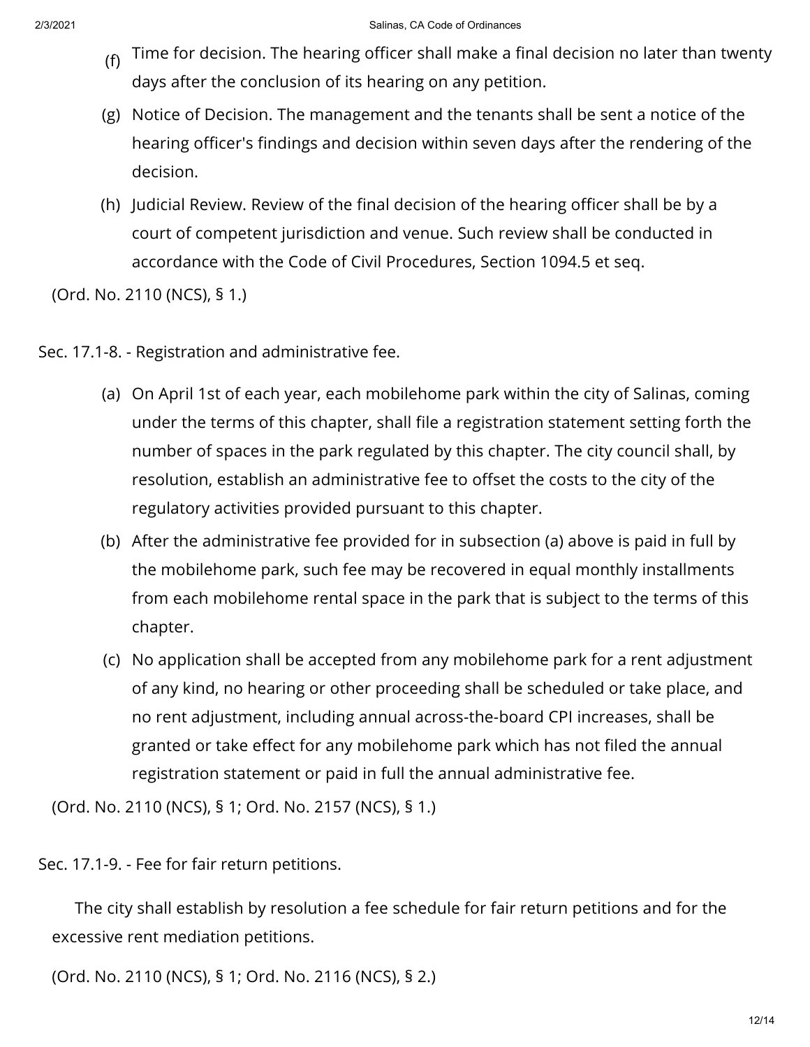(f) Time for decision. The hearing officer shall make a final decision no later than twenty days after the conclusion of its hearing on any petition.

(g) Notice of Decision. The management and the tenants shall be sent a notice of the hearing officer's findings and decision within seven days after the rendering of the decision.

(h) Judicial Review. Review of the final decision of the hearing officer shall be by a court of competent jurisdiction and venue. Such review shall be conducted in accordance with the Code of Civil Procedures, Section 1094.5 et seq.

(Ord. No. 2110 (NCS), § 1.)

Sec. 17.1-8. - Registration and administrative fee.

(a) On April 1st of each year, each mobilehome park within the city of Salinas, coming under the terms of this chapter, shall file a registration statement setting forth the number of spaces in the park regulated by this chapter. The city council shall, by resolution, establish an administrative fee to offset the costs to the city of the regulatory activities provided pursuant to this chapter.

(b) After the administrative fee provided for in subsection (a) above is paid in full by the mobilehome park, such fee may be recovered in equal monthly installments from each mobilehome rental space in the park that is subject to the terms of this chapter.

(c) No application shall be accepted from any mobilehome park for a rent adjustment of any kind, no hearing or other proceeding shall be scheduled or take place, and no rent adjustment, including annual across-the-board CPI increases, shall be granted or take effect for any mobilehome park which has not filed the annual registration statement or paid in full the annual administrative fee.

(Ord. No. 2110 (NCS), § 1; Ord. No. 2157 (NCS), § 1.)

Sec. 17.1-9. - Fee for fair return petitions.

The city shall establish by resolution a fee schedule for fair return petitions and for the excessive rent mediation petitions.

(Ord. No. 2110 (NCS), § 1; Ord. No. 2116 (NCS), § 2.)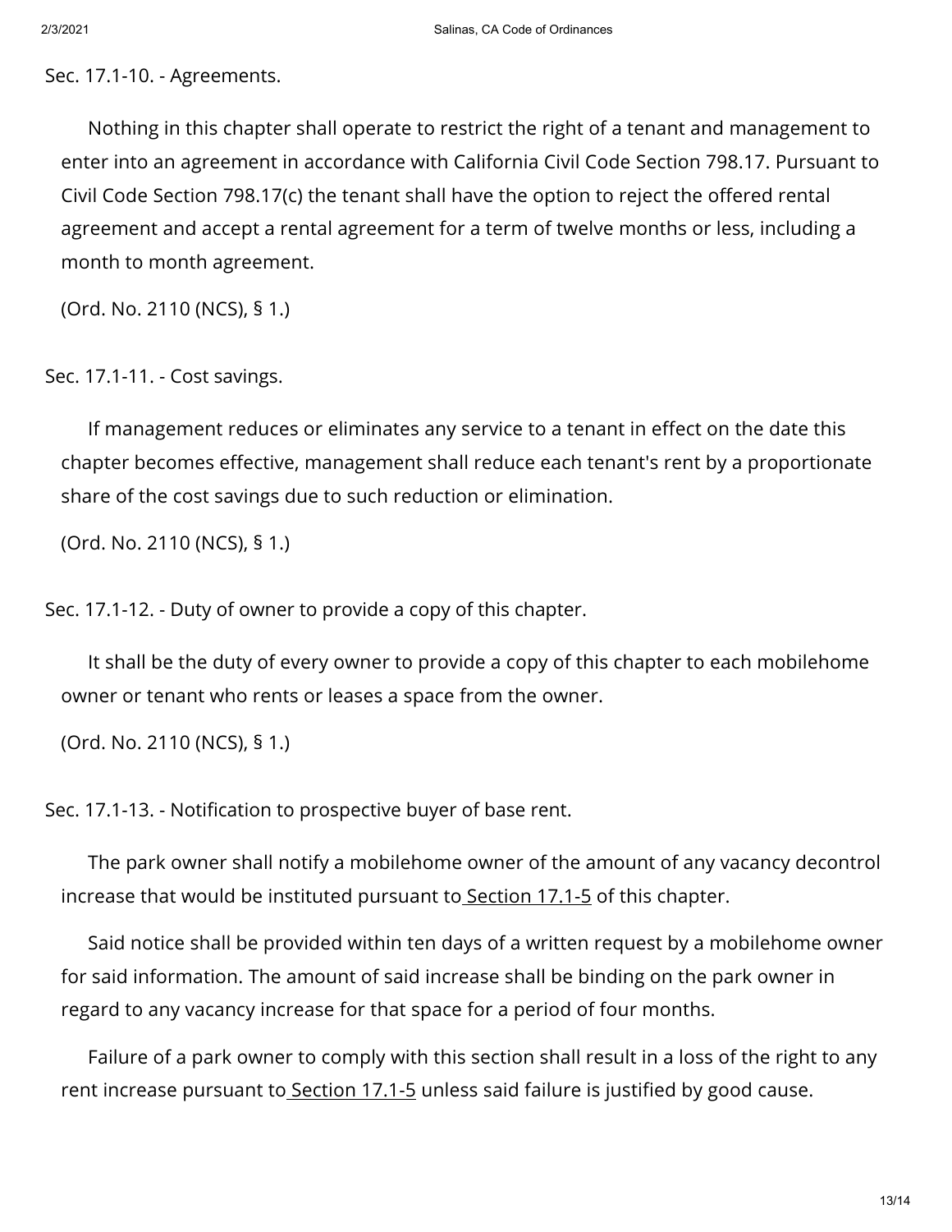## Sec. 17.1-10. - Agreements.

Nothing in this chapter shall operate to restrict the right of a tenant and management to enter into an agreement in accordance with California Civil Code Section 798.17. Pursuant to Civil Code Section 798.17(c) the tenant shall have the option to reject the offered rental agreement and accept a rental agreement for a term of twelve months or less, including a month to month agreement.

(Ord. No. 2110 (NCS), § 1.)

## Sec. 17.1-11. - Cost savings.

If management reduces or eliminates any service to a tenant in effect on the date this chapter becomes effective, management shall reduce each tenant's rent by a proportionate share of the cost savings due to such reduction or elimination.

(Ord. No. 2110 (NCS), § 1.)

## Sec. 17.1-12. - Duty of owner to provide a copy of this chapter.

It shall be the duty of every owner to provide a copy of this chapter to each mobilehome owner or tenant who rents or leases a space from the owner.

(Ord. No. 2110 (NCS), § 1.)

## Sec. 17.1-13. - Notification to prospective buyer of base rent.

The park owner shall notify a mobilehome owner of the amount of any vacancy decontrol increase that would be instituted pursuant to Section 17.1-5 of this chapter.

Said notice shall be provided within ten days of a written request by a mobilehome owner for said information. The amount of said increase shall be binding on the park owner in regard to any vacancy increase for that space for a period of four months.

Failure of a park owner to comply with this section shall result in a loss of the right to any rent increase pursuant to Section 17.1-5 unless said failure is justified by good cause.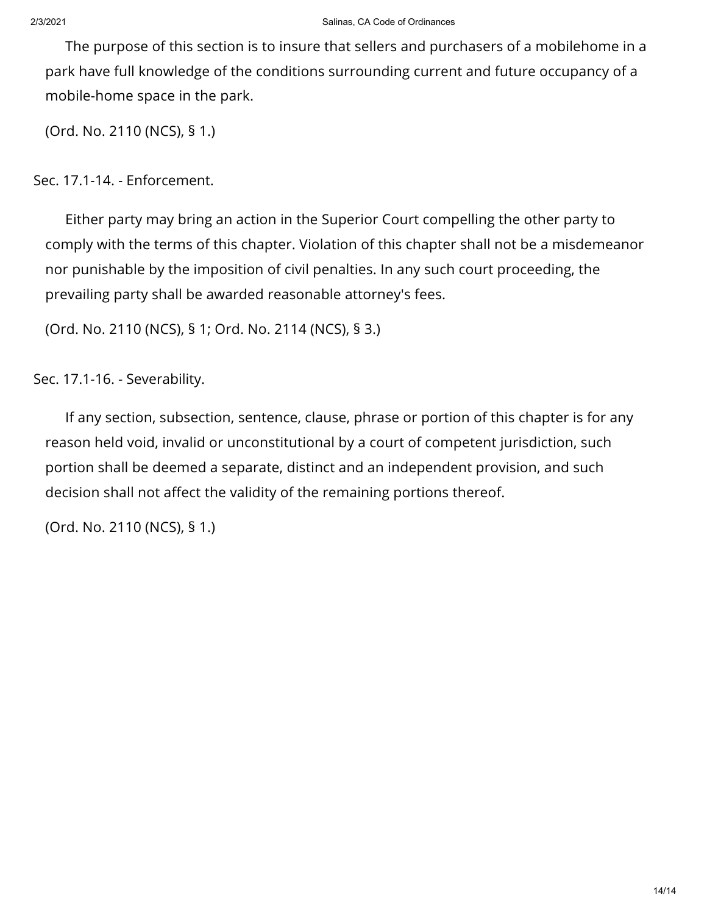The purpose of this section is to insure that sellers and purchasers of a mobilehome in a park have full knowledge of the conditions surrounding current and future occupancy of a mobile-home space in the park.

(Ord. No. 2110 (NCS), § 1.)

## Sec. 17.1-14. - Enforcement.

Either party may bring an action in the Superior Court compelling the other party to comply with the terms of this chapter. Violation of this chapter shall not be a misdemeanor nor punishable by the imposition of civil penalties. In any such court proceeding, the prevailing party shall be awarded reasonable attorney's fees.

(Ord. No. 2110 (NCS), § 1; Ord. No. 2114 (NCS), § 3.)

## Sec. 17.1-16. - Severability.

If any section, subsection, sentence, clause, phrase or portion of this chapter is for any reason held void, invalid or unconstitutional by a court of competent jurisdiction, such portion shall be deemed a separate, distinct and an independent provision, and such decision shall not affect the validity of the remaining portions thereof.

(Ord. No. 2110 (NCS), § 1.)